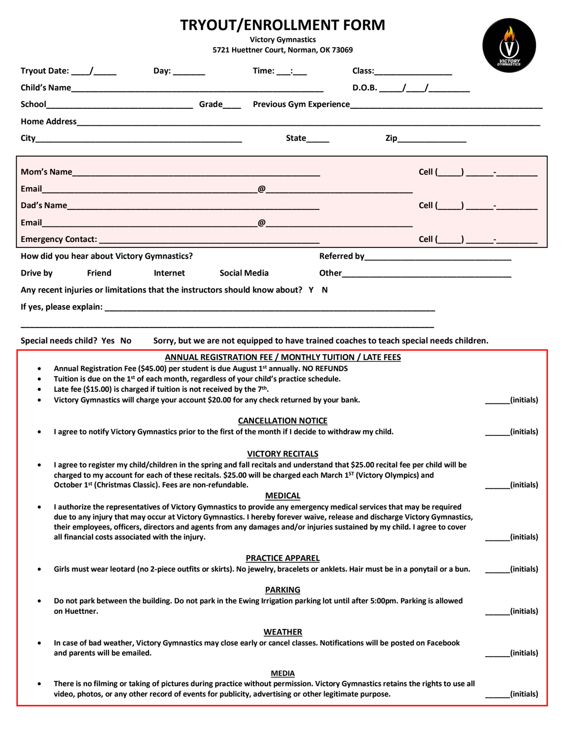# TRYOUT/ENROLLMENT FORM

Victory Gymnastics
5721 Huettner Court, Norman, OK 73069

Tryout Date: ____/_____ Day: _______ Time: ___:___ Class:_________________

Child's Name_____________________________________________________ D.O.B. _____/____/_________

School________________________________ Grade____ Previous Gym Experience__________________________________________

Home Address_________________________________________________________________________________________

City___________________________________________ State_____ Zip_______________

Mom's Name_____________________________________________________ Cell (_____) ______-_________

Email_____________________________________________@________________________________

Dad's Name_____________________________________________________ Cell (_____) ______-_________

Email_____________________________________________@________________________________

Emergency Contact: ________________________________________________ Cell (_____) ______-_________

How did you hear about Victory Gymnastics? Referred by__________________________________

Drive by Friend Internet Social Media Other______________________________________

Any recent injuries or limitations that the instructors should know about? Y N

If yes, please explain: __________________________________________________________________________

_________________________________________________________________________________________

Special needs child? Yes No Sorry, but we are not equipped to have trained coaches to teach special needs children.

## ANNUAL REGISTRATION FEE / MONTHLY TUITION / LATE FEES

- Annual Registration Fee ($45.00) per student is due August 1st annually. NO REFUNDS
- Tuition is due on the 1st of each month, regardless of your child's practice schedule.
- Late fee ($15.00) is charged if tuition is not received by the 7th.
- Victory Gymnastics will charge your account $20.00 for any check returned by your bank. ______(initials)

## CANCELLATION NOTICE

- I agree to notify Victory Gymnastics prior to the first of the month if I decide to withdraw my child. ______(initials)

## VICTORY RECITALS

- I agree to register my child/children in the spring and fall recitals and understand that $25.00 recital fee per child will be charged to my account for each of these recitals. $25.00 will be charged each March 1ST (Victory Olympics) and October 1st (Christmas Classic). Fees are non-refundable. ______(initials)

## MEDICAL

- I authorize the representatives of Victory Gymnastics to provide any emergency medical services that may be required due to any injury that may occur at Victory Gymnastics. I hereby forever waive, release and discharge Victory Gymnastics, their employees, officers, directors and agents from any damages and/or injuries sustained by my child. I agree to cover all financial costs associated with the injury. ______(initials)

## PRACTICE APPAREL

- Girls must wear leotard (no 2-piece outfits or skirts). No jewelry, bracelets or anklets. Hair must be in a ponytail or a bun. ______(initials)

## PARKING

- Do not park between the building. Do not park in the Ewing Irrigation parking lot until after 5:00pm. Parking is allowed on Huettner. ______(initials)

## WEATHER

- In case of bad weather, Victory Gymnastics may close early or cancel classes. Notifications will be posted on Facebook and parents will be emailed. ______(initials)

## MEDIA

- There is no filming or taking of pictures during practice without permission. Victory Gymnastics retains the rights to use all video, photos, or any other record of events for publicity, advertising or other legitimate purpose. ______(initials)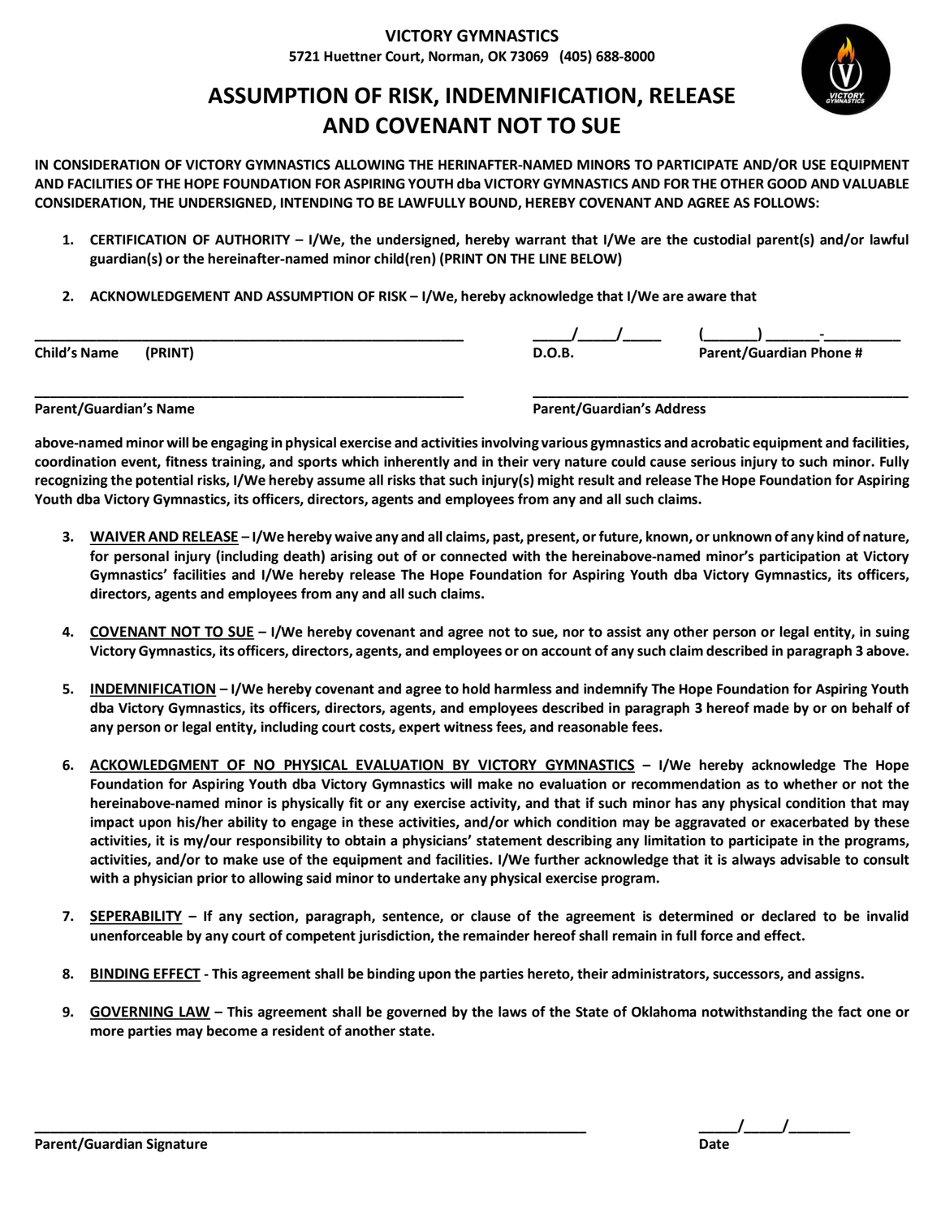**VICTORY GYMNASTICS**
5721 Huettner Court, Norman, OK 73069 (405) 688-8000

# ASSUMPTION OF RISK, INDEMNIFICATION, RELEASE AND COVENANT NOT TO SUE

**IN CONSIDERATION OF VICTORY GYMNASTICS ALLOWING THE HERINAFTER-NAMED MINORS TO PARTICIPATE AND/OR USE EQUIPMENT AND FACILITIES OF THE HOPE FOUNDATION FOR ASPIRING YOUTH dba VICTORY GYMNASTICS AND FOR THE OTHER GOOD AND VALUABLE CONSIDERATION, THE UNDERSIGNED, INTENDING TO BE LAWFULLY BOUND, HEREBY COVENANT AND AGREE AS FOLLOWS:**

1. **CERTIFICATION OF AUTHORITY – I/We, the undersigned, hereby warrant that I/We are the custodial parent(s) and/or lawful guardian(s) or the hereinafter-named minor child(ren) (PRINT ON THE LINE BELOW)**

2. **ACKNOWLEDGEMENT AND ASSUMPTION OF RISK – I/We, hereby acknowledge that I/We are aware that**

_______________________________________________ ____/____/____ (______) ______-_________

**Child's Name (PRINT)** **D.O.B.** **Parent/Guardian Phone #**

_______________________________________________ _______________________________________________

**Parent/Guardian's Name** **Parent/Guardian's Address**

**above-named minor will be engaging in physical exercise and activities involving various gymnastics and acrobatic equipment and facilities, coordination event, fitness training, and sports which inherently and in their very nature could cause serious injury to such minor. Fully recognizing the potential risks, I/We hereby assume all risks that such injury(s) might result and release The Hope Foundation for Aspiring Youth dba Victory Gymnastics, its officers, directors, agents and employees from any and all such claims.**

3. **<u>WAIVER AND RELEASE</u> – I/We hereby waive any and all claims, past, present, or future, known, or unknown of any kind of nature, for personal injury (including death) arising out of or connected with the hereinabove-named minor's participation at Victory Gymnastics' facilities and I/We hereby release The Hope Foundation for Aspiring Youth dba Victory Gymnastics, its officers, directors, agents and employees from any and all such claims.**

4. **<u>COVENANT NOT TO SUE</u> – I/We hereby covenant and agree not to sue, nor to assist any other person or legal entity, in suing Victory Gymnastics, its officers, directors, agents, and employees or on account of any such claim described in paragraph 3 above.**

5. **<u>INDEMNIFICATION</u> – I/We hereby covenant and agree to hold harmless and indemnify The Hope Foundation for Aspiring Youth dba Victory Gymnastics, its officers, directors, agents, and employees described in paragraph 3 hereof made by or on behalf of any person or legal entity, including court costs, expert witness fees, and reasonable fees.**

6. **<u>ACKOWLEDGMENT OF NO PHYSICAL EVALUATION BY VICTORY GYMNASTICS</u> – I/We hereby acknowledge The Hope Foundation for Aspiring Youth dba Victory Gymnastics will make no evaluation or recommendation as to whether or not the hereinabove-named minor is physically fit or any exercise activity, and that if such minor has any physical condition that may impact upon his/her ability to engage in these activities, and/or which condition may be aggravated or exacerbated by these activities, it is my/our responsibility to obtain a physicians' statement describing any limitation to participate in the programs, activities, and/or to make use of the equipment and facilities. I/We further acknowledge that it is always advisable to consult with a physician prior to allowing said minor to undertake any physical exercise program.**

7. **<u>SEPERABILITY</u> – If any section, paragraph, sentence, or clause of the agreement is determined or declared to be invalid unenforceable by any court of competent jurisdiction, the remainder hereof shall remain in full force and effect.**

8. **<u>BINDING EFFECT</u> - This agreement shall be binding upon the parties hereto, their administrators, successors, and assigns.**

9. **<u>GOVERNING LAW</u> – This agreement shall be governed by the laws of the State of Oklahoma notwithstanding the fact one or more parties may become a resident of another state.**

_________________________________________________________________ ____/____/______

**Parent/Guardian Signature** **Date**